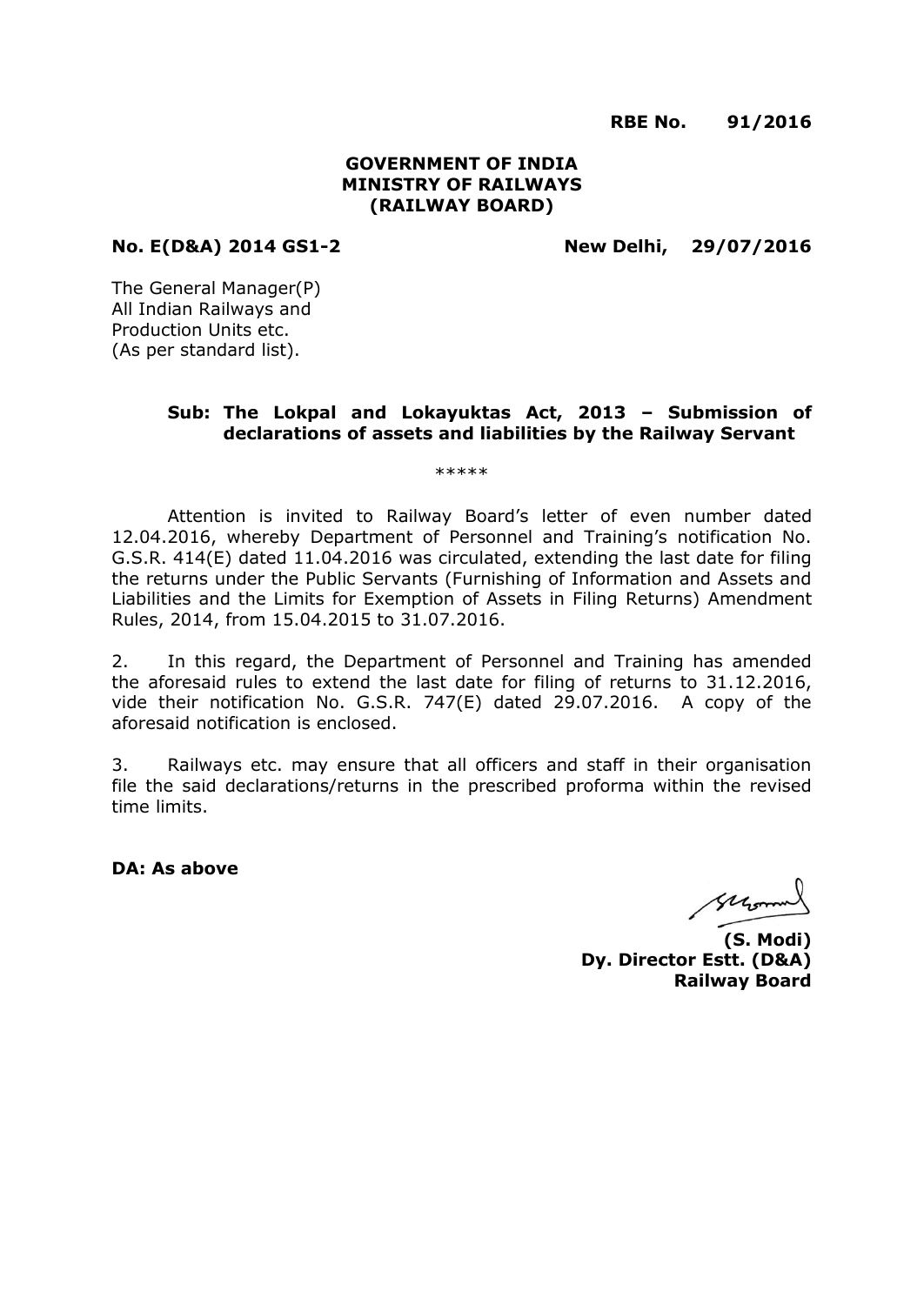**RBE No. 91/2016**

**GOVERNMENT OF INDIA**
**MINISTRY OF RAILWAYS**
**(RAILWAY BOARD)**

**No. E(D&A) 2014 GS1-2** **New Delhi, 29/07/2016**

The General Manager(P)
All Indian Railways and
Production Units etc.
(As per standard list).

**Sub: The Lokpal and Lokayuktas Act, 2013 – Submission of declarations of assets and liabilities by the Railway Servant**

\*\*\*\*\*

Attention is invited to Railway Board's letter of even number dated 12.04.2016, whereby Department of Personnel and Training's notification No. G.S.R. 414(E) dated 11.04.2016 was circulated, extending the last date for filing the returns under the Public Servants (Furnishing of Information and Assets and Liabilities and the Limits for Exemption of Assets in Filing Returns) Amendment Rules, 2014, from 15.04.2015 to 31.07.2016.

2. In this regard, the Department of Personnel and Training has amended the aforesaid rules to extend the last date for filing of returns to 31.12.2016, vide their notification No. G.S.R. 747(E) dated 29.07.2016. A copy of the aforesaid notification is enclosed.

3. Railways etc. may ensure that all officers and staff in their organisation file the said declarations/returns in the prescribed proforma within the revised time limits.

**DA: As above**

**(S. Modi)**
**Dy. Director Estt. (D&A)**
**Railway Board**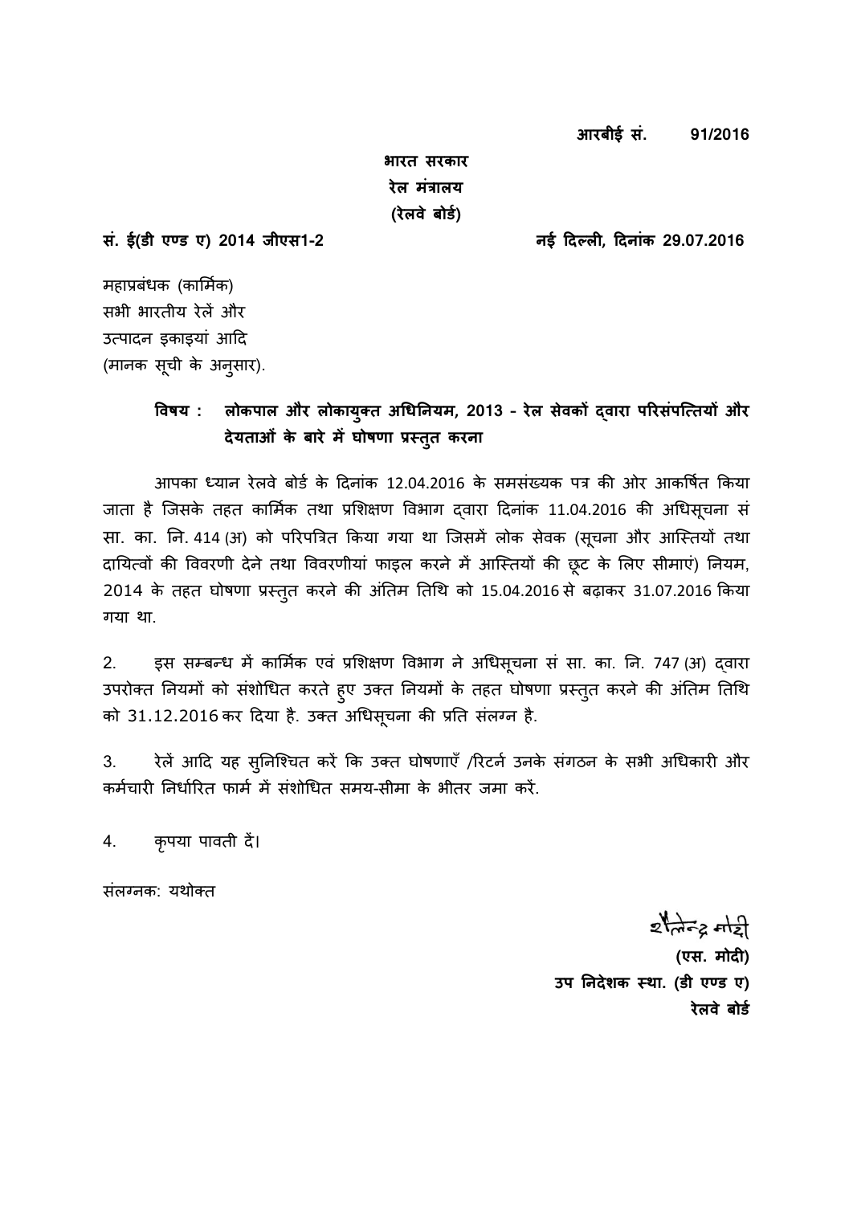**आरबीई सं. 91/2016**

**भारत सरकार**
**रेल मंत्रालय**
**(रेलवे बोर्ड)**

**सं. ई(डी एण्ड ए) 2014 जीएस1-2** **नई दिल्ली, दिनांक 29.07.2016**

महाप्रबंधक (कार्मिक)
सभी भारतीय रेलें और
उत्पादन इकाइयां आदि
(मानक सूची के अनुसार).

**विषय : लोकपाल और लोकायुक्त अधिनियम, 2013 - रेल सेवकों द्वारा परिसंपत्तियों और देयताओं के बारे में घोषणा प्रस्तुत करना**

आपका ध्यान रेलवे बोर्ड के दिनांक 12.04.2016 के समसंख्यक पत्र की ओर आकर्षित किया जाता है जिसके तहत कार्मिक तथा प्रशिक्षण विभाग द्वारा दिनांक 11.04.2016 की अधिसूचना सं सा. का. नि. 414 (अ) को परिपत्रित किया गया था जिसमें लोक सेवक (सूचना और आस्तियों तथा दायित्वों की विवरणी देने तथा विवरणीयां फाइल करने में आस्तियों की छूट के लिए सीमाएं) नियम, 2014 के तहत घोषणा प्रस्तुत करने की अंतिम तिथि को 15.04.2016 से बढ़ाकर 31.07.2016 किया गया था.

2. इस सम्बन्ध में कार्मिक एवं प्रशिक्षण विभाग ने अधिसूचना सं सा. का. नि. 747 (अ) द्वारा उपरोक्त नियमों को संशोधित करते हुए उक्त नियमों के तहत घोषणा प्रस्तुत करने की अंतिम तिथि को 31.12.2016 कर दिया है. उक्त अधिसूचना की प्रति संलग्न है.

3. रेलें आदि यह सुनिश्चित करें कि उक्त घोषणाएँ /रिटर्न उनके संगठन के सभी अधिकारी और कर्मचारी निर्धारित फार्म में संशोधित समय-सीमा के भीतर जमा करें.

4. कृपया पावती दें।

संलग्नक: यथोक्त

शैलेन्द्र मोदी
**(एस. मोदी)**
**उप निदेशक स्था. (डी एण्ड ए)**
**रेलवे बोर्ड**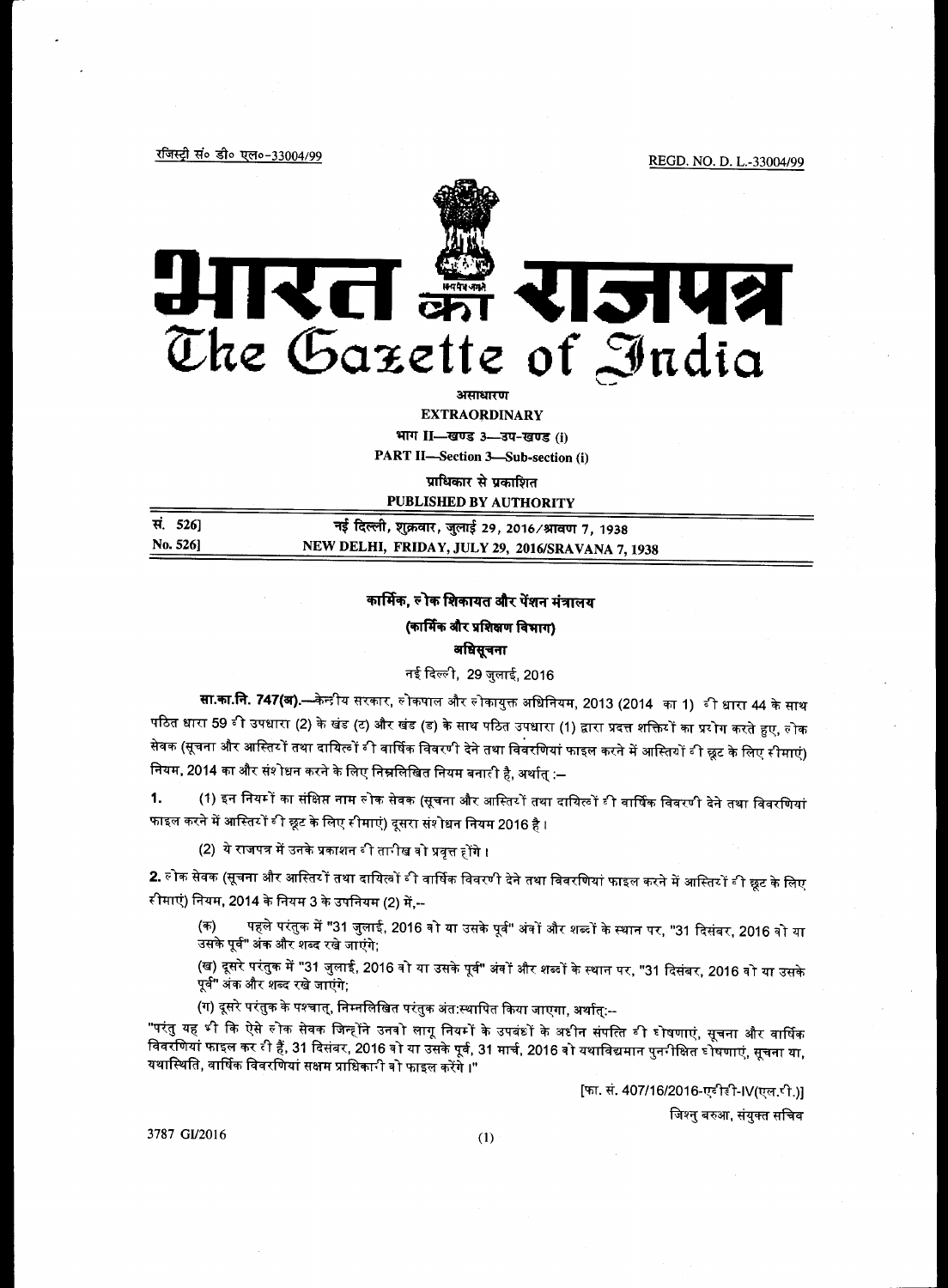रजिस्ट्री सं० डी० एल०-33004/99 REGD. NO. D. L.-33004/99

# भारत का राजपत्र
# The Gazette of India

असाधारण

**EXTRAORDINARY**

भाग II—खण्ड 3—उप-खण्ड (i)

**PART II—Section 3—Sub-section (i)**

प्राधिकार से प्रकाशित

**PUBLISHED BY AUTHORITY**

| सं. 526] | नई दिल्ली, शुक्रवार, जुलाई 29, 2016/श्रावण 7, 1938 |
|---|---|
| No. 526] | NEW DELHI, FRIDAY, JULY 29, 2016/SRAVANA 7, 1938 |

## कार्मिक, लोक शिकायत और पेंशन मंत्रालय

### (कार्मिक और प्रशिक्षण विभाग)

### अधिसूचना

नई दिल्ली, 29 जुलाई, 2016

**सा.का.नि. 747(अ).**—केन्द्रीय सरकार, लोकपाल और लोकायुक्त अधिनियम, 2013 (2014 का 1) की धारा 44 के साथ पठित धारा 59 की उपधारा (2) के खंड (ट) और खंड (ड) के साथ पठित उपधारा (1) द्वारा प्रदत्त शक्तियों का प्रयोग करते हुए, लोक सेवक (सूचना और आस्तियों तथा दायित्वों की वार्षिक विवरणी देने तथा विवरणियां फाइल करने में आस्तियों की छूट के लिए सीमाएं) नियम, 2014 का और संशोधन करने के लिए निम्नलिखित नियम बनाती है, अर्थात् :—

1. (1) इन नियमों का संक्षिप्त नाम लोक सेवक (सूचना और आस्तियों तथा दायित्वों की वार्षिक विवरणी देने तथा विवरणियां फाइल करने में आस्तियों की छूट के लिए सीमाएं) दूसरा संशोधन नियम 2016 है।

   (2) ये राजपत्र में उनके प्रकाशन की तारीख को प्रवृत्त होंगे।

2. लोक सेवक (सूचना और आस्तियों तथा दायित्वों की वार्षिक विवरणी देने तथा विवरणियां फाइल करने में आस्तियों की छूट के लिए सीमाएं) नियम, 2014 के नियम 3 के उपनियम (2) में,--

   (क) पहले परंतुक में "31 जुलाई, 2016 को या उसके पूर्व" अंकों और शब्दों के स्थान पर, "31 दिसंबर, 2016 को या उसके पूर्व" अंक और शब्द रखे जाएंगे;

   (ख) दूसरे परंतुक में "31 जुलाई, 2016 को या उसके पूर्व" अंकों और शब्दों के स्थान पर, "31 दिसंबर, 2016 को या उसके पूर्व" अंक और शब्द रखे जाएंगे;

   (ग) दूसरे परंतुक के पश्चात्, निम्नलिखित परंतुक अंत:स्थापित किया जाएगा, अर्थात्:--

"परंतु यह भी कि ऐसे लोक सेवक जिन्होंने उनको लागू नियमों के उपबंधों के अधीन संपत्ति की घोषणाएं, सूचना और वार्षिक विवरणियां फाइल कर दी हैं, 31 दिसंबर, 2016 को या उसके पूर्व, 31 मार्च, 2016 को यथाविद्यमान पुनरीक्षित घोषणाएं, सूचना या, यथास्थिति, वार्षिक विवरणियां सक्षम प्राधिकारी को फाइल करेंगे।"

[फा. सं. 407/16/2016-एवीडी-IV(एल.पी.)]

जिश्नु बरुआ, संयुक्त सचिव

3787 GI/2016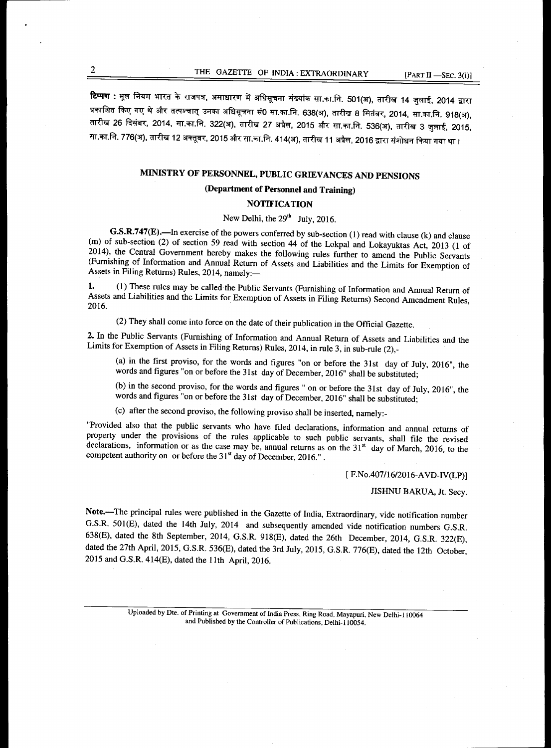**टिप्पण :** मूल नियम भारत के राजपत्र, असाधारण में अधिसूचना संख्यांक सा.का.नि. 501(अ), तारीख 14 जुलाई, 2014 द्वारा प्रकाशित किए गए थे और तत्पश्चात् उनका अधिसूचना सं0 सा.का.नि. 638(अ), तारीख 8 सितंबर, 2014, सा.का.नि. 918(अ), तारीख 26 दिसंबर, 2014, सा.का.नि. 322(अ), तारीख 27 अप्रैल, 2015 और सा.का.नि. 536(अ), तारीख 3 जुलाई, 2015, सा.का.नि. 776(अ), तारीख 12 अक्तूबर, 2015 और सा.का.नि. 414(अ), तारीख 11 अप्रैल, 2016 द्वारा संशोधन किया गया था ।

## MINISTRY OF PERSONNEL, PUBLIC GRIEVANCES AND PENSIONS

### (Department of Personnel and Training)

### NOTIFICATION

New Delhi, the 29th July, 2016.

**G.S.R.747(E).**—In exercise of the powers conferred by sub-section (1) read with clause (k) and clause (m) of sub-section (2) of section 59 read with section 44 of the Lokpal and Lokayuktas Act, 2013 (1 of 2014), the Central Government hereby makes the following rules further to amend the Public Servants (Furnishing of Information and Annual Return of Assets and Liabilities and the Limits for Exemption of Assets in Filing Returns) Rules, 2014, namely:—

**1.** (1) These rules may be called the Public Servants (Furnishing of Information and Annual Return of Assets and Liabilities and the Limits for Exemption of Assets in Filing Returns) Second Amendment Rules, 2016.

(2) They shall come into force on the date of their publication in the Official Gazette.

**2.** In the Public Servants (Furnishing of Information and Annual Return of Assets and Liabilities and the Limits for Exemption of Assets in Filing Returns) Rules, 2014, in rule 3, in sub-rule (2),-

(a) in the first proviso, for the words and figures "on or before the 31st day of July, 2016", the words and figures "on or before the 31st day of December, 2016" shall be substituted;

(b) in the second proviso, for the words and figures " on or before the 31st day of July, 2016", the words and figures "on or before the 31st day of December, 2016" shall be substituted;

(c) after the second proviso, the following proviso shall be inserted, namely:-

"Provided also that the public servants who have filed declarations, information and annual returns of property under the provisions of the rules applicable to such public servants, shall file the revised declarations, information or as the case may be, annual returns as on the 31st day of March, 2016, to the competent authority on or before the 31st day of December, 2016." .

[ F.No.407/16/2016-AVD-IV(LP)]

JISHNU BARUA, Jt. Secy.

**Note.**—The principal rules were published in the Gazette of India, Extraordinary, vide notification number G.S.R. 501(E), dated the 14th July, 2014 and subsequently amended vide notification numbers G.S.R. 638(E), dated the 8th September, 2014, G.S.R. 918(E), dated the 26th December, 2014, G.S.R. 322(E), dated the 27th April, 2015, G.S.R. 536(E), dated the 3rd July, 2015, G.S.R. 776(E), dated the 12th October, 2015 and G.S.R. 414(E), dated the 11th April, 2016.

Uploaded by Dte. of Printing at Government of India Press, Ring Road, Mayapuri, New Delhi-110064 and Published by the Controller of Publications, Delhi-110054.